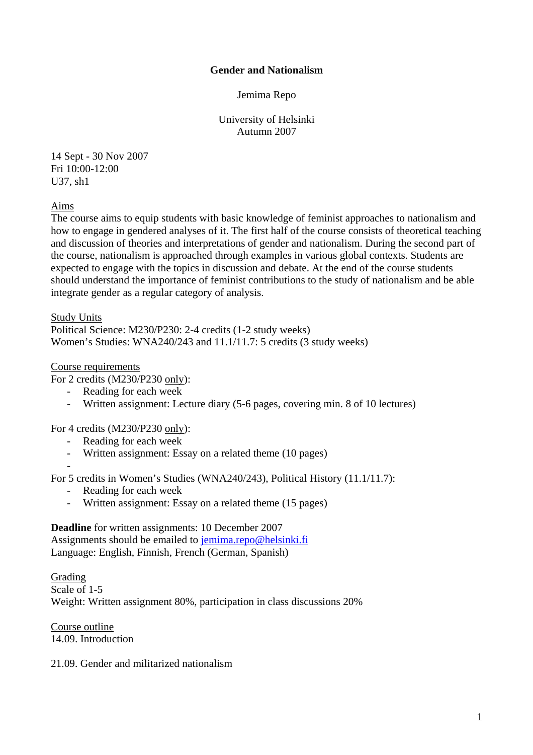**Gender and Nationalism**

Jemima Repo

University of Helsinki
Autumn 2007

14 Sept - 30 Nov 2007
Fri 10:00-12:00
U37, sh1

Aims

The course aims to equip students with basic knowledge of feminist approaches to nationalism and how to engage in gendered analyses of it. The first half of the course consists of theoretical teaching and discussion of theories and interpretations of gender and nationalism. During the second part of the course, nationalism is approached through examples in various global contexts. Students are expected to engage with the topics in discussion and debate. At the end of the course students should understand the importance of feminist contributions to the study of nationalism and be able integrate gender as a regular category of analysis.

Study Units

Political Science: M230/P230: 2-4 credits (1-2 study weeks)
Women's Studies: WNA240/243 and 11.1/11.7: 5 credits (3 study weeks)

Course requirements

For 2 credits (M230/P230 only):

- Reading for each week
- Written assignment: Lecture diary (5-6 pages, covering min. 8 of 10 lectures)

For 4 credits (M230/P230 only):

- Reading for each week
- Written assignment: Essay on a related theme (10 pages)
-

For 5 credits in Women's Studies (WNA240/243), Political History (11.1/11.7):

- Reading for each week
- Written assignment: Essay on a related theme (15 pages)

**Deadline** for written assignments: 10 December 2007
Assignments should be emailed to jemima.repo@helsinki.fi
Language: English, Finnish, French (German, Spanish)

Grading

Scale of 1-5
Weight: Written assignment 80%, participation in class discussions 20%

Course outline

14.09. Introduction

21.09. Gender and militarized nationalism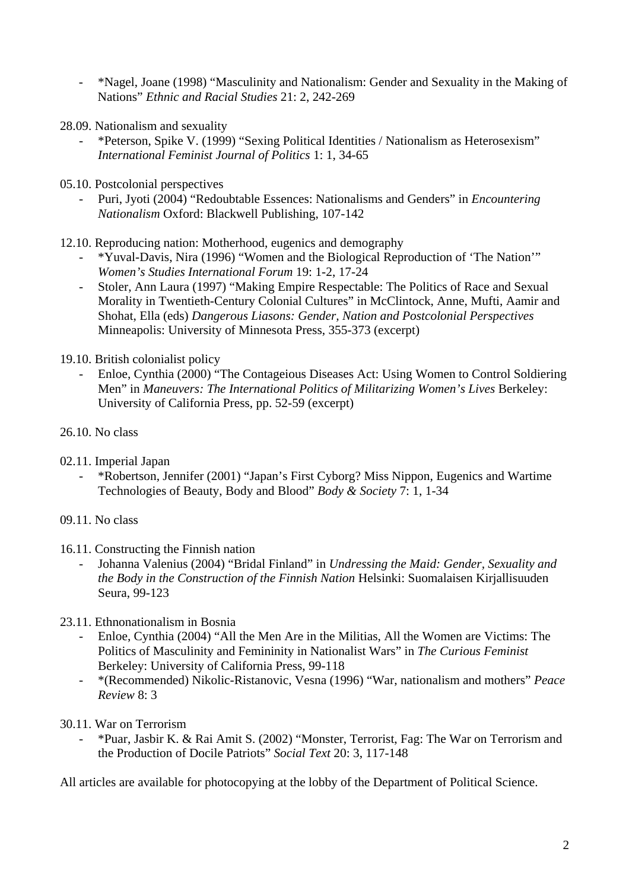- *Nagel, Joane (1998) “Masculinity and Nationalism: Gender and Sexuality in the Making of Nations” *Ethnic and Racial Studies* 21: 2, 242-269

28.09. Nationalism and sexuality

- *Peterson, Spike V. (1999) “Sexing Political Identities / Nationalism as Heterosexism” *International Feminist Journal of Politics* 1: 1, 34-65

05.10. Postcolonial perspectives

- Puri, Jyoti (2004) “Redoubtable Essences: Nationalisms and Genders” in *Encountering Nationalism* Oxford: Blackwell Publishing, 107-142

12.10. Reproducing nation: Motherhood, eugenics and demography

- *Yuval-Davis, Nira (1996) “Women and the Biological Reproduction of ‘The Nation’” *Women’s Studies International Forum* 19: 1-2, 17-24
- Stoler, Ann Laura (1997) “Making Empire Respectable: The Politics of Race and Sexual Morality in Twentieth-Century Colonial Cultures” in McClintock, Anne, Mufti, Aamir and Shohat, Ella (eds) *Dangerous Liasons: Gender, Nation and Postcolonial Perspectives* Minneapolis: University of Minnesota Press, 355-373 (excerpt)

19.10. British colonialist policy

- Enloe, Cynthia (2000) “The Contageious Diseases Act: Using Women to Control Soldiering Men” in *Maneuvers: The International Politics of Militarizing Women’s Lives* Berkeley: University of California Press, pp. 52-59 (excerpt)

26.10. No class

02.11. Imperial Japan

- *Robertson, Jennifer (2001) “Japan’s First Cyborg? Miss Nippon, Eugenics and Wartime Technologies of Beauty, Body and Blood” *Body & Society* 7: 1, 1-34

09.11. No class

16.11. Constructing the Finnish nation

- Johanna Valenius (2004) “Bridal Finland” in *Undressing the Maid: Gender, Sexuality and the Body in the Construction of the Finnish Nation* Helsinki: Suomalaisen Kirjallisuuden Seura, 99-123

23.11. Ethnonationalism in Bosnia

- Enloe, Cynthia (2004) “All the Men Are in the Militias, All the Women are Victims: The Politics of Masculinity and Femininity in Nationalist Wars” in *The Curious Feminist* Berkeley: University of California Press, 99-118
- *(Recommended) Nikolic-Ristanovic, Vesna (1996) “War, nationalism and mothers” *Peace Review* 8: 3

30.11. War on Terrorism

- *Puar, Jasbir K. & Rai Amit S. (2002) “Monster, Terrorist, Fag: The War on Terrorism and the Production of Docile Patriots” *Social Text* 20: 3, 117-148

All articles are available for photocopying at the lobby of the Department of Political Science.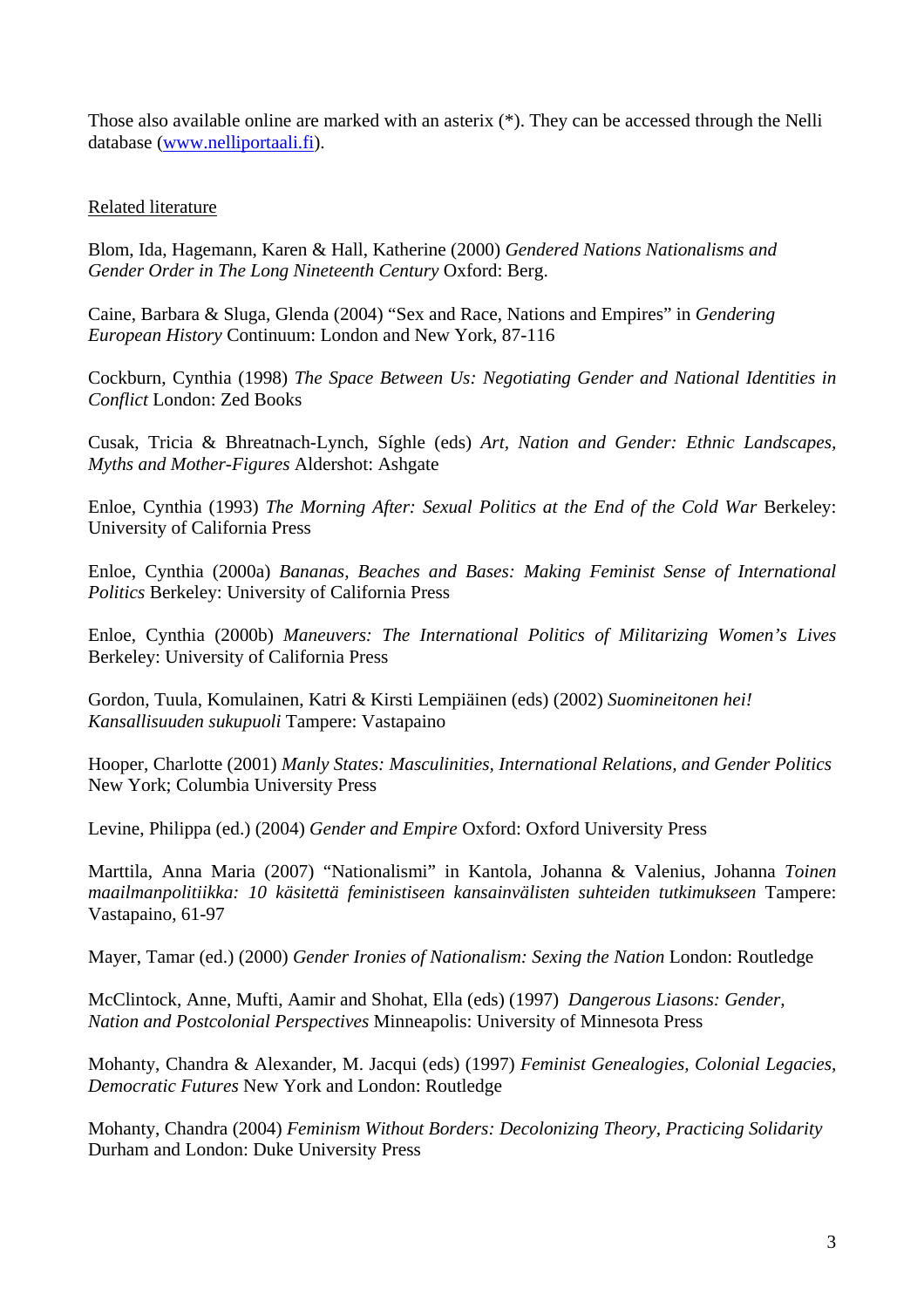Those also available online are marked with an asterix (*). They can be accessed through the Nelli database ([www.nelliportaali.fi](www.nelliportaali.fi)).

Related literature

Blom, Ida, Hagemann, Karen & Hall, Katherine (2000) *Gendered Nations Nationalisms and Gender Order in The Long Nineteenth Century* Oxford: Berg.

Caine, Barbara & Sluga, Glenda (2004) "Sex and Race, Nations and Empires" in *Gendering European History* Continuum: London and New York, 87-116

Cockburn, Cynthia (1998) *The Space Between Us: Negotiating Gender and National Identities in Conflict* London: Zed Books

Cusak, Tricia & Bhreatnach-Lynch, Síghle (eds) *Art, Nation and Gender: Ethnic Landscapes, Myths and Mother-Figures* Aldershot: Ashgate

Enloe, Cynthia (1993) *The Morning After: Sexual Politics at the End of the Cold War* Berkeley: University of California Press

Enloe, Cynthia (2000a) *Bananas, Beaches and Bases: Making Feminist Sense of International Politics* Berkeley: University of California Press

Enloe, Cynthia (2000b) *Maneuvers: The International Politics of Militarizing Women's Lives* Berkeley: University of California Press

Gordon, Tuula, Komulainen, Katri & Kirsti Lempiäinen (eds) (2002) *Suomineitonen hei! Kansallisuuden sukupuoli* Tampere: Vastapaino

Hooper, Charlotte (2001) *Manly States: Masculinities, International Relations, and Gender Politics* New York; Columbia University Press

Levine, Philippa (ed.) (2004) *Gender and Empire* Oxford: Oxford University Press

Marttila, Anna Maria (2007) "Nationalismi" in Kantola, Johanna & Valenius, Johanna *Toinen maailmanpolitiikka: 10 käsitettä feministiseen kansainvälisten suhteiden tutkimukseen* Tampere: Vastapaino, 61-97

Mayer, Tamar (ed.) (2000) *Gender Ironies of Nationalism: Sexing the Nation* London: Routledge

McClintock, Anne, Mufti, Aamir and Shohat, Ella (eds) (1997) *Dangerous Liasons: Gender, Nation and Postcolonial Perspectives* Minneapolis: University of Minnesota Press

Mohanty, Chandra & Alexander, M. Jacqui (eds) (1997) *Feminist Genealogies, Colonial Legacies, Democratic Futures* New York and London: Routledge

Mohanty, Chandra (2004) *Feminism Without Borders: Decolonizing Theory, Practicing Solidarity* Durham and London: Duke University Press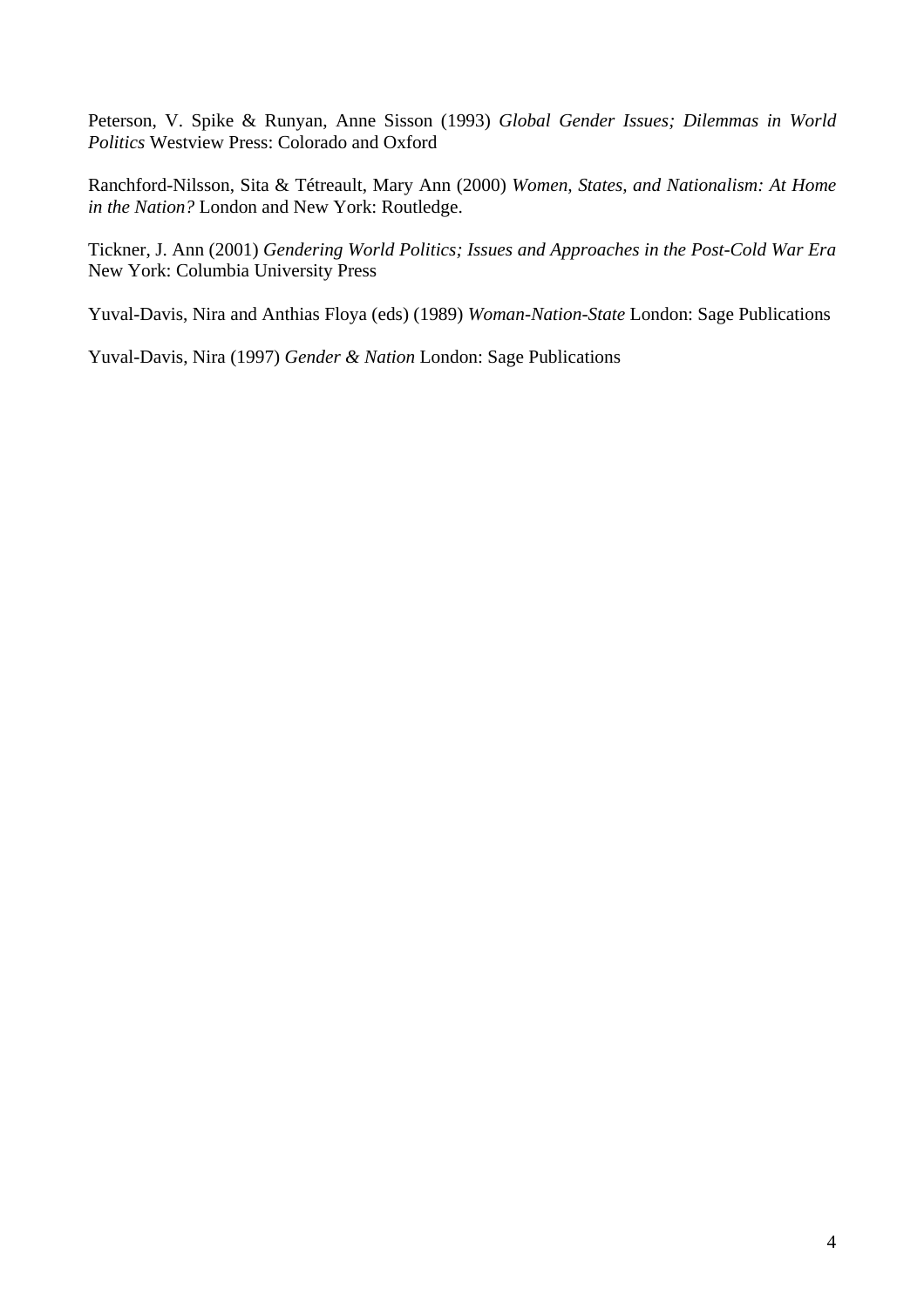Peterson, V. Spike & Runyan, Anne Sisson (1993) *Global Gender Issues; Dilemmas in World Politics* Westview Press: Colorado and Oxford

Ranchford-Nilsson, Sita & Tétreault, Mary Ann (2000) *Women, States, and Nationalism: At Home in the Nation?* London and New York: Routledge.

Tickner, J. Ann (2001) *Gendering World Politics; Issues and Approaches in the Post-Cold War Era* New York: Columbia University Press

Yuval-Davis, Nira and Anthias Floya (eds) (1989) *Woman-Nation-State* London: Sage Publications

Yuval-Davis, Nira (1997) *Gender & Nation* London: Sage Publications